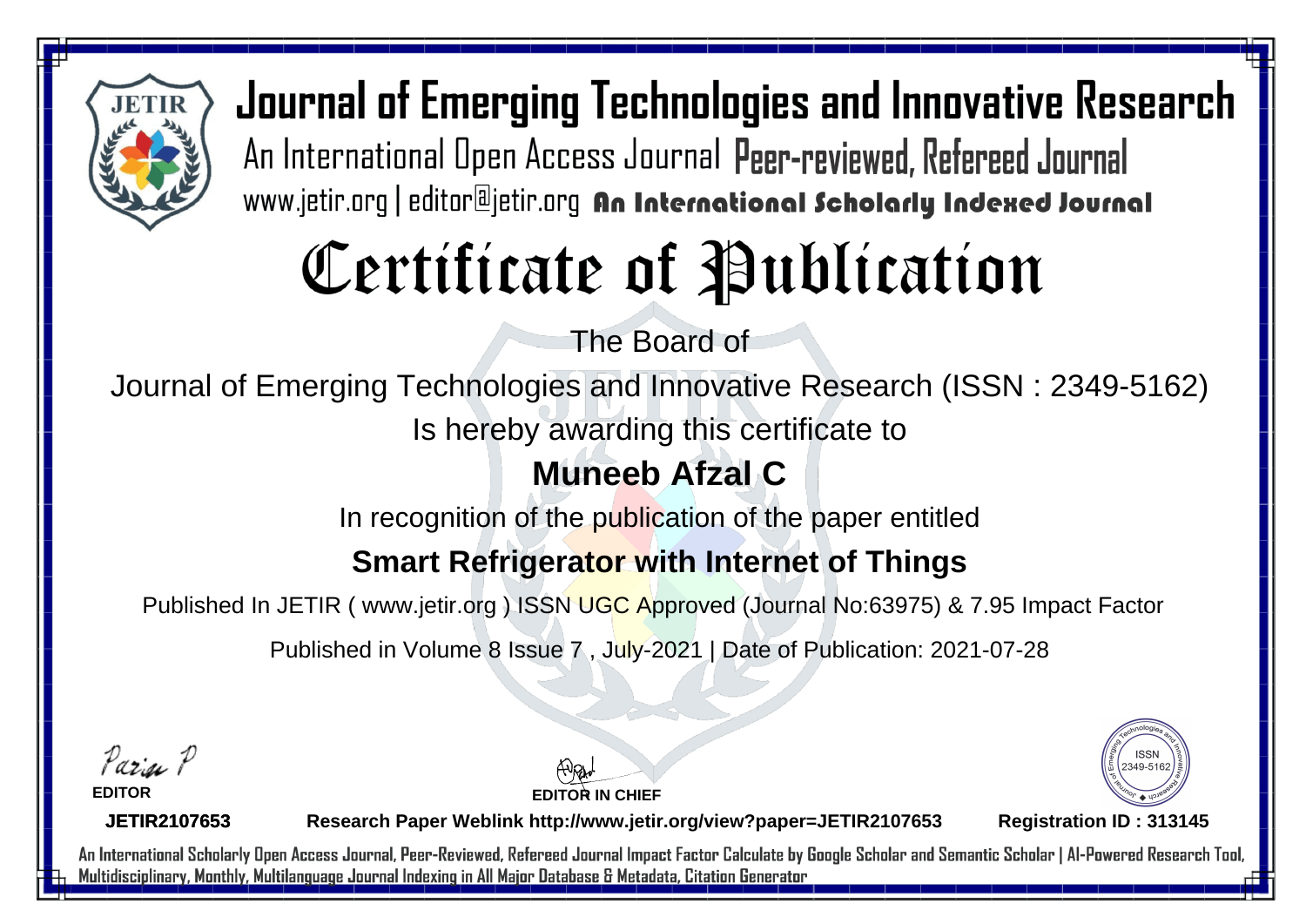# Journal of Emerging Technologies and Innovative Research

An International Open Access Journal Peer-reviewed, Refereed Journal

www.jetir.org | editor@jetir.org **An International Scholarly Indexed Journal**

# Certificate of Publication

The Board of

Journal of Emerging Technologies and Innovative Research (ISSN : 2349-5162)

Is hereby awarding this certificate to

## Muneeb Afzal C

In recognition of the publication of the paper entitled

## Smart Refrigerator with Internet of Things

Published In JETIR ( www.jetir.org ) ISSN UGC Approved (Journal No:63975) & 7.95 Impact Factor

Published in Volume 8 Issue 7 , July-2021 | Date of Publication: 2021-07-28

**EDITOR**

**EDITOR IN CHIEF**

ISSN 2349-5162

**JETIR2107653** **Research Paper Weblink http://www.jetir.org/view?paper=JETIR2107653** **Registration ID : 313145**

An International Scholarly Open Access Journal, Peer-Reviewed, Refereed Journal Impact Factor Calculate by Google Scholar and Semantic Scholar | AI-Powered Research Tool, Multidisciplinary, Monthly, Multilanguage Journal Indexing in All Major Database & Metadata, Citation Generator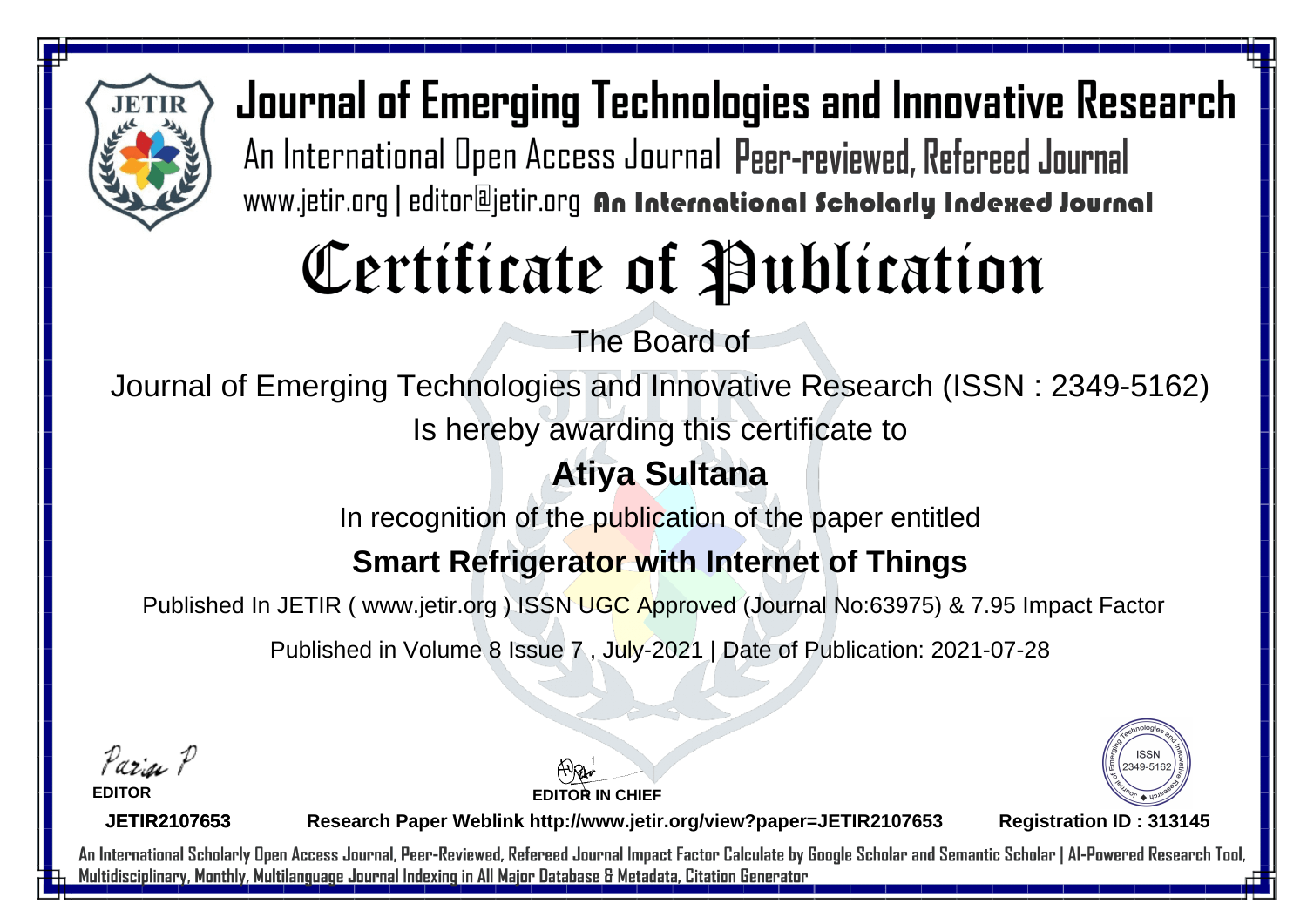# Journal of Emerging Technologies and Innovative Research

An International Open Access Journal Peer-reviewed, Refereed Journal

www.jetir.org | editor@jetir.org An International Scholarly Indexed Journal

# Certificate of Publication

The Board of

Journal of Emerging Technologies and Innovative Research (ISSN : 2349-5162)

Is hereby awarding this certificate to

## Atiya Sultana

In recognition of the publication of the paper entitled

## Smart Refrigerator with Internet of Things

Published In JETIR ( www.jetir.org ) ISSN UGC Approved (Journal No:63975) & 7.95 Impact Factor

Published in Volume 8 Issue 7 , July-2021 | Date of Publication: 2021-07-28

**EDITOR**

**EDITOR IN CHIEF**

ISSN 2349-5162

**JETIR2107653**

**Research Paper Weblink http://www.jetir.org/view?paper=JETIR2107653**

**Registration ID : 313145**

An International Scholarly Open Access Journal, Peer-Reviewed, Refereed Journal Impact Factor Calculate by Google Scholar and Semantic Scholar | AI-Powered Research Tool, Multidisciplinary, Monthly, Multilanguage Journal Indexing in All Major Database & Metadata, Citation Generator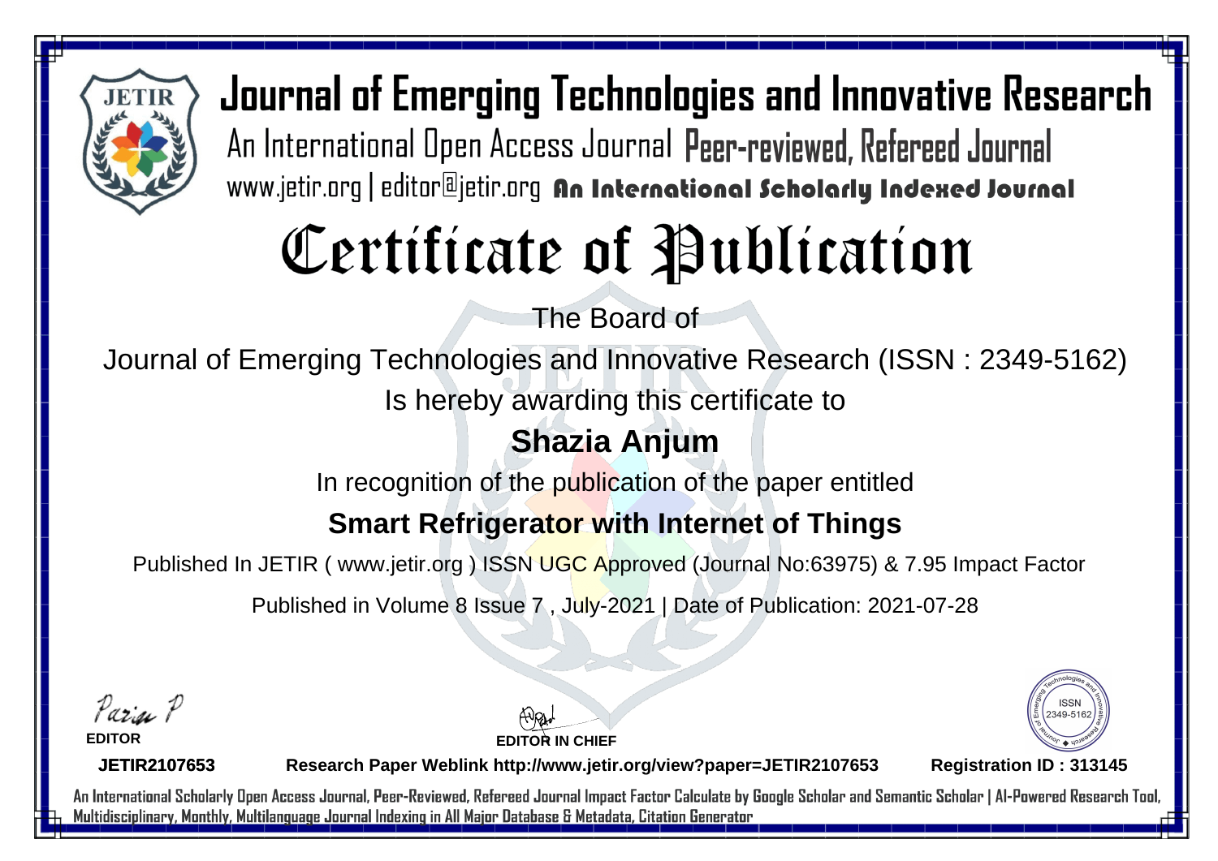# Journal of Emerging Technologies and Innovative Research

An International Open Access Journal Peer-reviewed, Refereed Journal

www.jetir.org | editor@jetir.org An International Scholarly Indexed Journal

# Certificate of Publication

The Board of

Journal of Emerging Technologies and Innovative Research (ISSN : 2349-5162)

Is hereby awarding this certificate to

## Shazia Anjum

In recognition of the publication of the paper entitled

## Smart Refrigerator with Internet of Things

Published In JETIR ( www.jetir.org ) ISSN UGC Approved (Journal No:63975) & 7.95 Impact Factor

Published in Volume 8 Issue 7 , July-2021 | Date of Publication: 2021-07-28

**EDITOR**

**EDITOR IN CHIEF**

ISSN 2349-5162

**JETIR2107653** **Research Paper Weblink http://www.jetir.org/view?paper=JETIR2107653** **Registration ID : 313145**

An International Scholarly Open Access Journal, Peer-Reviewed, Refereed Journal Impact Factor Calculate by Google Scholar and Semantic Scholar | AI-Powered Research Tool, Multidisciplinary, Monthly, Multilanguage Journal Indexing in All Major Database & Metadata, Citation Generator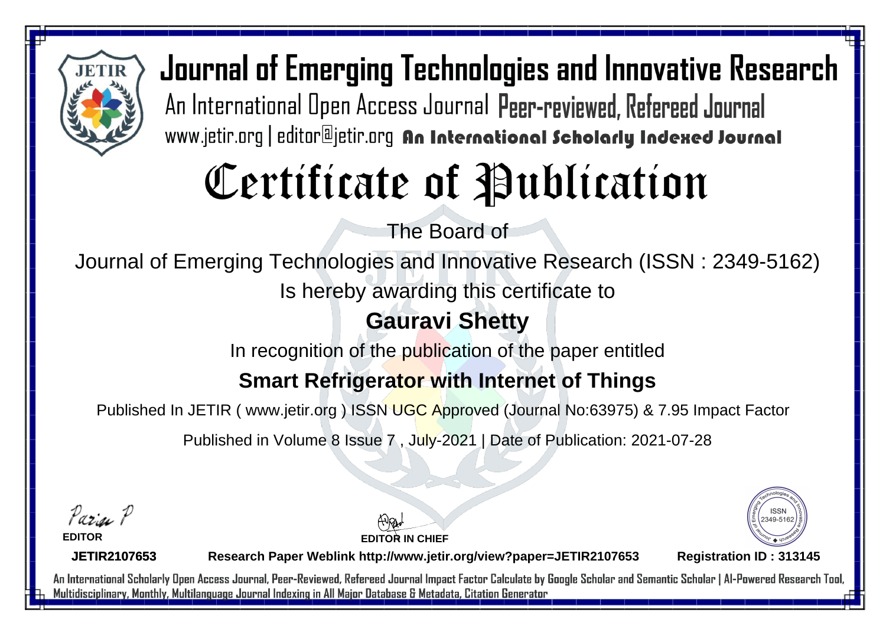# Journal of Emerging Technologies and Innovative Research

An International Open Access Journal Peer-reviewed, Refereed Journal

www.jetir.org | editor@jetir.org An International Scholarly Indexed Journal

# Certificate of Publication

The Board of

Journal of Emerging Technologies and Innovative Research (ISSN : 2349-5162)

Is hereby awarding this certificate to

## Gauravi Shetty

In recognition of the publication of the paper entitled

## Smart Refrigerator with Internet of Things

Published In JETIR ( www.jetir.org ) ISSN UGC Approved (Journal No:63975) & 7.95 Impact Factor

Published in Volume 8 Issue 7 , July-2021 | Date of Publication: 2021-07-28

**EDITOR**

**EDITOR IN CHIEF**

ISSN 2349-5162

**JETIR2107653** **Research Paper Weblink http://www.jetir.org/view?paper=JETIR2107653** **Registration ID : 313145**

An International Scholarly Open Access Journal, Peer-Reviewed, Refereed Journal Impact Factor Calculate by Google Scholar and Semantic Scholar | AI-Powered Research Tool, Multidisciplinary, Monthly, Multilanguage Journal Indexing in All Major Database & Metadata, Citation Generator